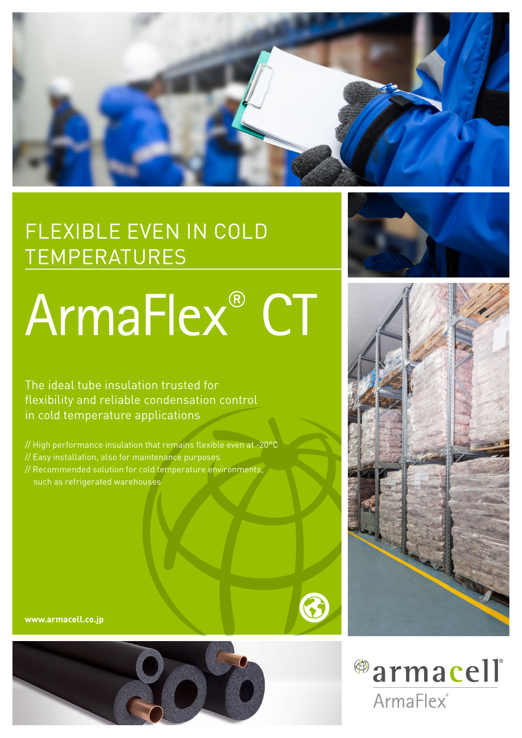## FLEXIBLE EVEN IN COLD TEMPERATURES

# ArmaFlex® CT

The ideal tube insulation trusted for flexibility and reliable condensation control in cold temperature applications

// High performance insulation that remains flexible even at -20°C
// Easy installation, also for maintenance purposes
// Recommended solution for cold temperature environments, such as refrigerated warehouses

**www.armacell.co.jp**

armacell®
ArmaFlex®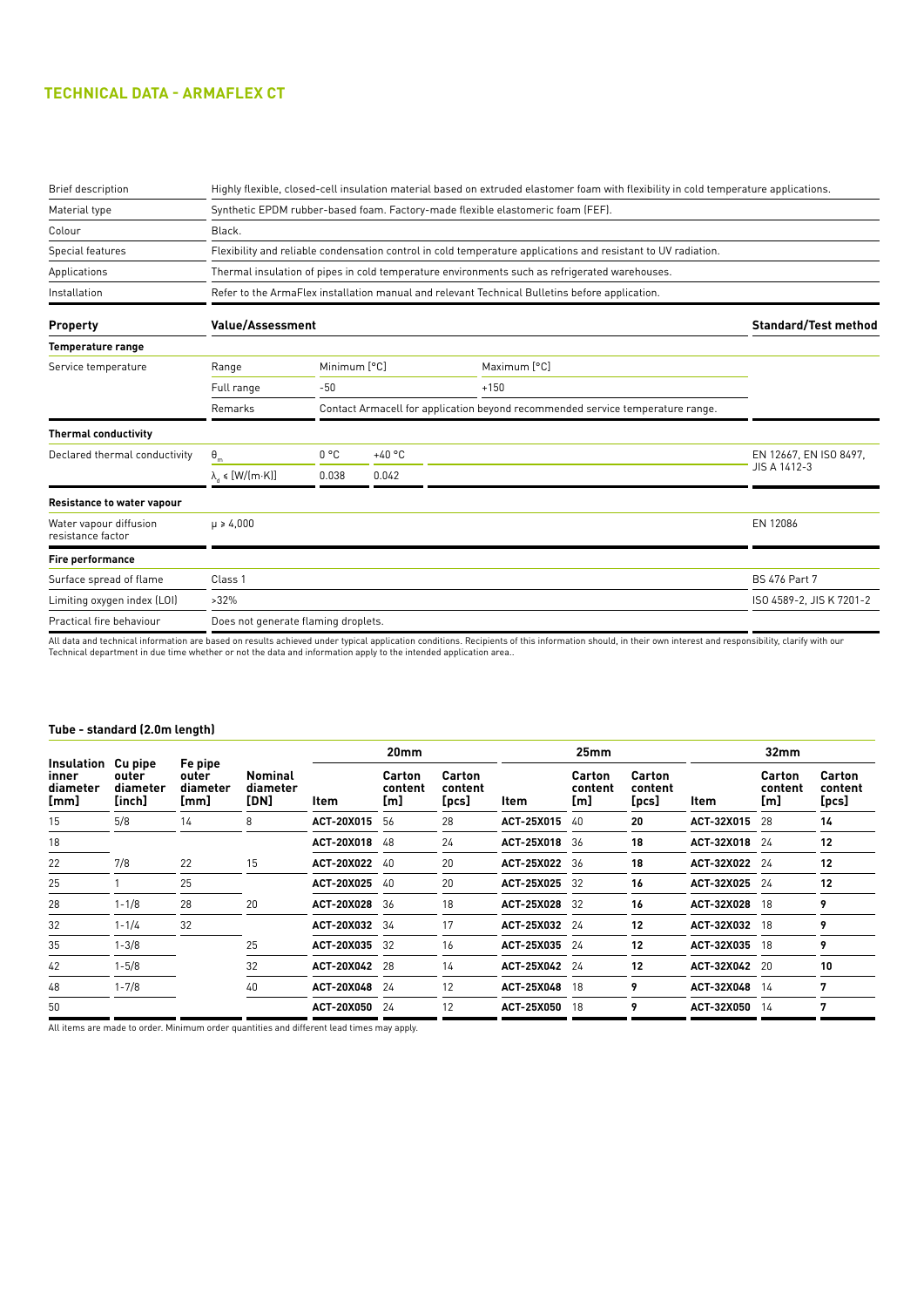## TECHNICAL DATA - ARMAFLEX CT

| | |
|---|---|
| Brief description | Highly flexible, closed-cell insulation material based on extruded elastomer foam with flexibility in cold temperature applications. |
| Material type | Synthetic EPDM rubber-based foam. Factory-made flexible elastomeric foam (FEF). |
| Colour | Black. |
| Special features | Flexibility and reliable condensation control in cold temperature applications and resistant to UV radiation. |
| Applications | Thermal insulation of pipes in cold temperature environments such as refrigerated warehouses. |
| Installation | Refer to the ArmaFlex installation manual and relevant Technical Bulletins before application. |

| Property | Value/Assessment | | | | Standard/Test method |
|---|---|---|---|---|---|
| **Temperature range** | | | | | |
| Service temperature | Range | Minimum [°C] | | Maximum [°C] | |
| | Full range | -50 | | +150 | |
| | Remarks | Contact Armacell for application beyond recommended service temperature range. | | | |
| **Thermal conductivity** | | | | | |
| Declared thermal conductivity | $\theta_m$ | 0 °C | +40 °C | | EN 12667, EN ISO 8497, JIS A 1412-3 |
| | $\lambda_d \leq$ [W/(m·K)] | 0.038 | 0.042 | | |
| **Resistance to water vapour** | | | | | |
| Water vapour diffusion resistance factor | $\mu \geq 4{,}000$ | | | | EN 12086 |
| **Fire performance** | | | | | |
| Surface spread of flame | Class 1 | | | | BS 476 Part 7 |
| Limiting oxygen index (LOI) | >32% | | | | ISO 4589-2, JIS K 7201-2 |
| Practical fire behaviour | Does not generate flaming droplets. | | | | |

All data and technical information are based on results achieved under typical application conditions. Recipients of this information should, in their own interest and responsibility, clarify with our Technical department in due time whether or not the data and information apply to the intended application area..

### Tube - standard (2.0m length)

| Insulation inner diameter [mm] | Cu pipe outer diameter [inch] | Fe pipe outer diameter [mm] | Nominal diameter [DN] | 20mm | | | 25mm | | | 32mm | | |
|---|---|---|---|---|---|---|---|---|---|---|---|---|
| | | | | Item | Carton content [m] | Carton content [pcs] | Item | Carton content [m] | Carton content [pcs] | Item | Carton content [m] | Carton content [pcs] |
| 15 | 5/8 | 14 | 8 | **ACT-20X015** | 56 | 28 | **ACT-25X015** | 40 | **20** | **ACT-32X015** | 28 | **14** |
| 18 | | | | **ACT-20X018** | 48 | 24 | **ACT-25X018** | 36 | **18** | **ACT-32X018** | 24 | **12** |
| 22 | 7/8 | 22 | 15 | **ACT-20X022** | 40 | 20 | **ACT-25X022** | 36 | **18** | **ACT-32X022** | 24 | **12** |
| 25 | 1 | 25 | | **ACT-20X025** | 40 | 20 | **ACT-25X025** | 32 | **16** | **ACT-32X025** | 24 | **12** |
| 28 | 1-1/8 | 28 | 20 | **ACT-20X028** | 36 | 18 | **ACT-25X028** | 32 | **16** | **ACT-32X028** | 18 | **9** |
| 32 | 1-1/4 | 32 | | **ACT-20X032** | 34 | 17 | **ACT-25X032** | 24 | **12** | **ACT-32X032** | 18 | **9** |
| 35 | 1-3/8 | | 25 | **ACT-20X035** | 32 | 16 | **ACT-25X035** | 24 | **12** | **ACT-32X035** | 18 | **9** |
| 42 | 1-5/8 | | 32 | **ACT-20X042** | 28 | 14 | **ACT-25X042** | 24 | **12** | **ACT-32X042** | 20 | **10** |
| 48 | 1-7/8 | | 40 | **ACT-20X048** | 24 | 12 | **ACT-25X048** | 18 | **9** | **ACT-32X048** | 14 | **7** |
| 50 | | | | **ACT-20X050** | 24 | 12 | **ACT-25X050** | 18 | **9** | **ACT-32X050** | 14 | **7** |

All items are made to order. Minimum order quantities and different lead times may apply.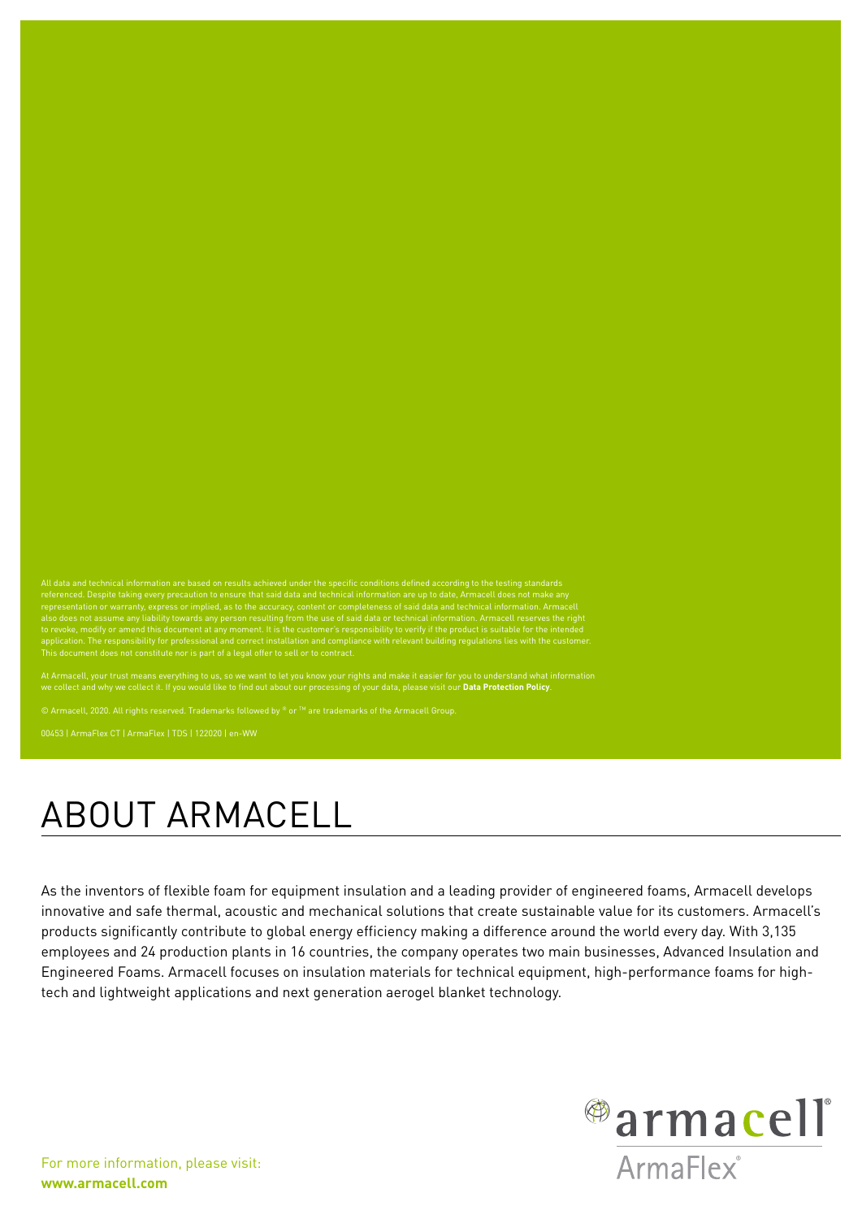All data and technical information are based on results achieved under the specific conditions defined according to the testing standards referenced. Despite taking every precaution to ensure that said data and technical information are up to date, Armacell does not make any representation or warranty, express or implied, as to the accuracy, content or completeness of said data and technical information. Armacell also does not assume any liability towards any person resulting from the use of said data or technical information. Armacell reserves the right to revoke, modify or amend this document at any moment. It is the customer's responsibility to verify if the product is suitable for the intended application. The responsibility for professional and correct installation and compliance with relevant building regulations lies with the customer. This document does not constitute nor is part of a legal offer to sell or to contract.

At Armacell, your trust means everything to us, so we want to let you know your rights and make it easier for you to understand what information we collect and why we collect it. If you would like to find out about our processing of your data, please visit our **Data Protection Policy**.

© Armacell, 2020. All rights reserved. Trademarks followed by ® or ™ are trademarks of the Armacell Group.

00453 | ArmaFlex CT | ArmaFlex | TDS | 122020 | en-WW

# ABOUT ARMACELL

As the inventors of flexible foam for equipment insulation and a leading provider of engineered foams, Armacell develops innovative and safe thermal, acoustic and mechanical solutions that create sustainable value for its customers. Armacell's products significantly contribute to global energy efficiency making a difference around the world every day. With 3,135 employees and 24 production plants in 16 countries, the company operates two main businesses, Advanced Insulation and Engineered Foams. Armacell focuses on insulation materials for technical equipment, high-performance foams for high-tech and lightweight applications and next generation aerogel blanket technology.

armacell®

ArmaFlex®

For more information, please visit:
**www.armacell.com**